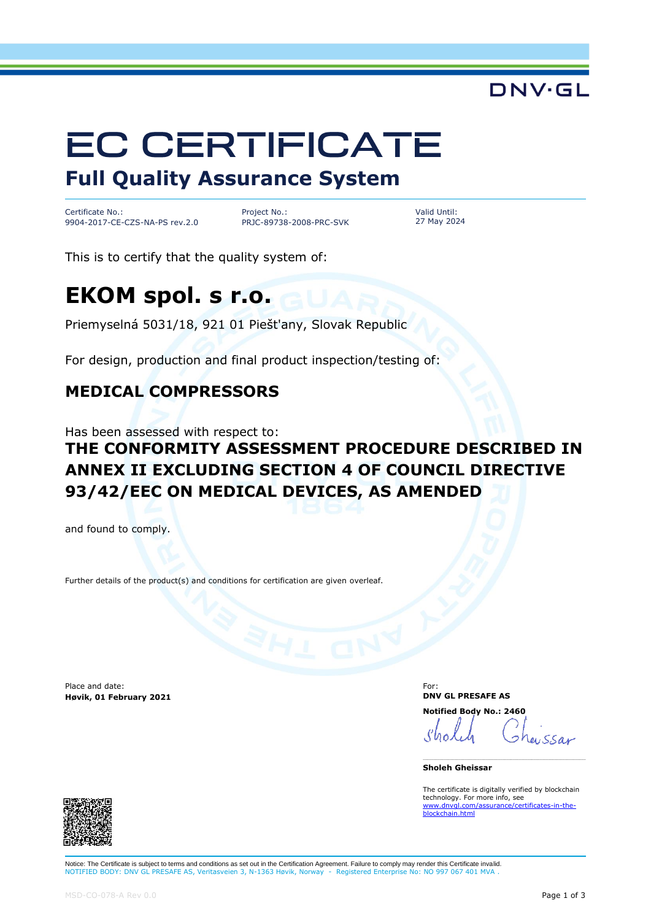DNV·GL

# EC CERTIFICATE

## Full Quality Assurance System

| Certificate No.: | Project No.: | Valid Until: |
| --- | --- | --- |
| 9904-2017-CE-CZS-NA-PS rev.2.0 | PRJC-89738-2008-PRC-SVK | 27 May 2024 |

This is to certify that the quality system of:

# EKOM spol. s r.o.

Priemyselná 5031/18, 921 01 Piešt'any, Slovak Republic

For design, production and final product inspection/testing of:

## MEDICAL COMPRESSORS

Has been assessed with respect to:

**THE CONFORMITY ASSESSMENT PROCEDURE DESCRIBED IN ANNEX II EXCLUDING SECTION 4 OF COUNCIL DIRECTIVE 93/42/EEC ON MEDICAL DEVICES, AS AMENDED**

and found to comply.

Further details of the product(s) and conditions for certification are given overleaf.

Place and date:
**Høvik, 01 February 2021**

For:
**DNV GL PRESAFE AS**

**Notified Body No.: 2460**

**Sholeh Gheissar**

The certificate is digitally verified by blockchain technology. For more info, see www.dnvgl.com/assurance/certificates-in-the-blockchain.html

Notice: The Certificate is subject to terms and conditions as set out in the Certification Agreement. Failure to comply may render this Certificate invalid.
NOTIFIED BODY: DNV GL PRESAFE AS, Veritasveien 3, N-1363 Høvik, Norway - Registered Enterprise No: NO 997 067 401 MVA .

MSD-CO-078-A Rev 0.0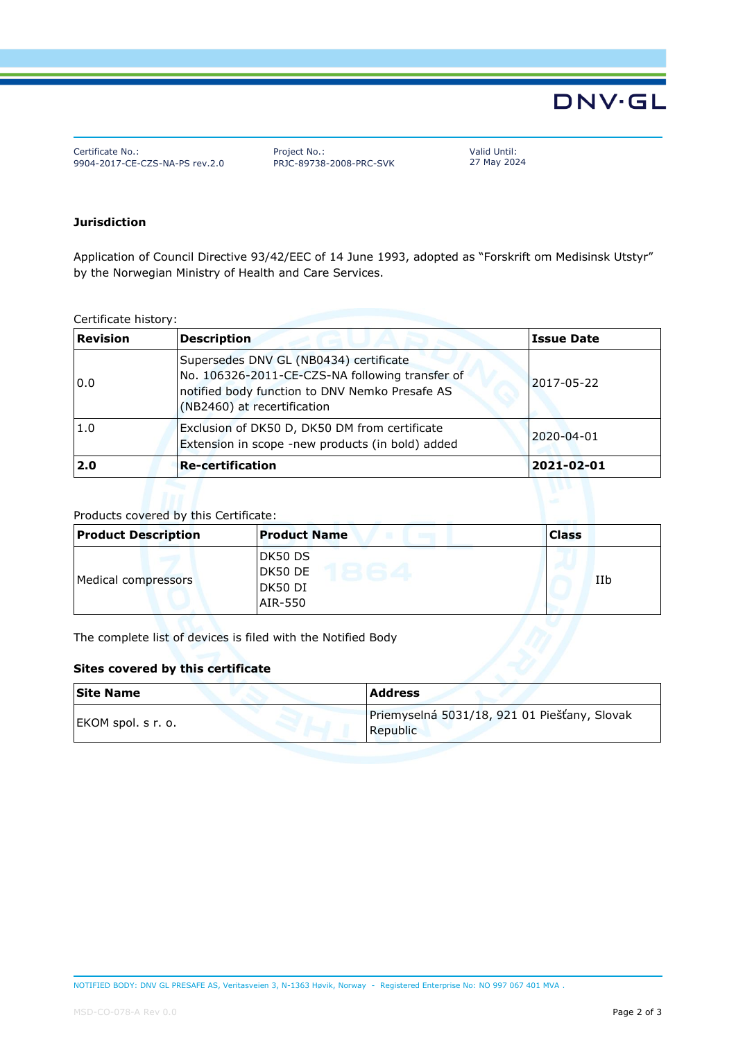Certificate No.:
9904-2017-CE-CZS-NA-PS rev.2.0

Project No.:
PRJC-89738-2008-PRC-SVK

Valid Until:
27 May 2024

**Jurisdiction**

Application of Council Directive 93/42/EEC of 14 June 1993, adopted as "Forskrift om Medisinsk Utstyr" by the Norwegian Ministry of Health and Care Services.

Certificate history:

| Revision | Description | Issue Date |
| --- | --- | --- |
| 0.0 | Supersedes DNV GL (NB0434) certificate No. 106326-2011-CE-CZS-NA following transfer of notified body function to DNV Nemko Presafe AS (NB2460) at recertification | 2017-05-22 |
| 1.0 | Exclusion of DK50 D, DK50 DM from certificate Extension in scope -new products (in bold) added | 2020-04-01 |
| **2.0** | **Re-certification** | **2021-02-01** |

Products covered by this Certificate:

| Product Description | Product Name | Class |
| --- | --- | --- |
| Medical compressors | DK50 DS<br>DK50 DE<br>DK50 DI<br>AIR-550 | IIb |

The complete list of devices is filed with the Notified Body

**Sites covered by this certificate**

| Site Name | Address |
| --- | --- |
| EKOM spol. s r. o. | Priemyselná 5031/18, 921 01 Piešťany, Slovak Republic |

NOTIFIED BODY: DNV GL PRESAFE AS, Veritasveien 3, N-1363 Høvik, Norway - Registered Enterprise No: NO 997 067 401 MVA .

MSD-CO-078-A Rev 0.0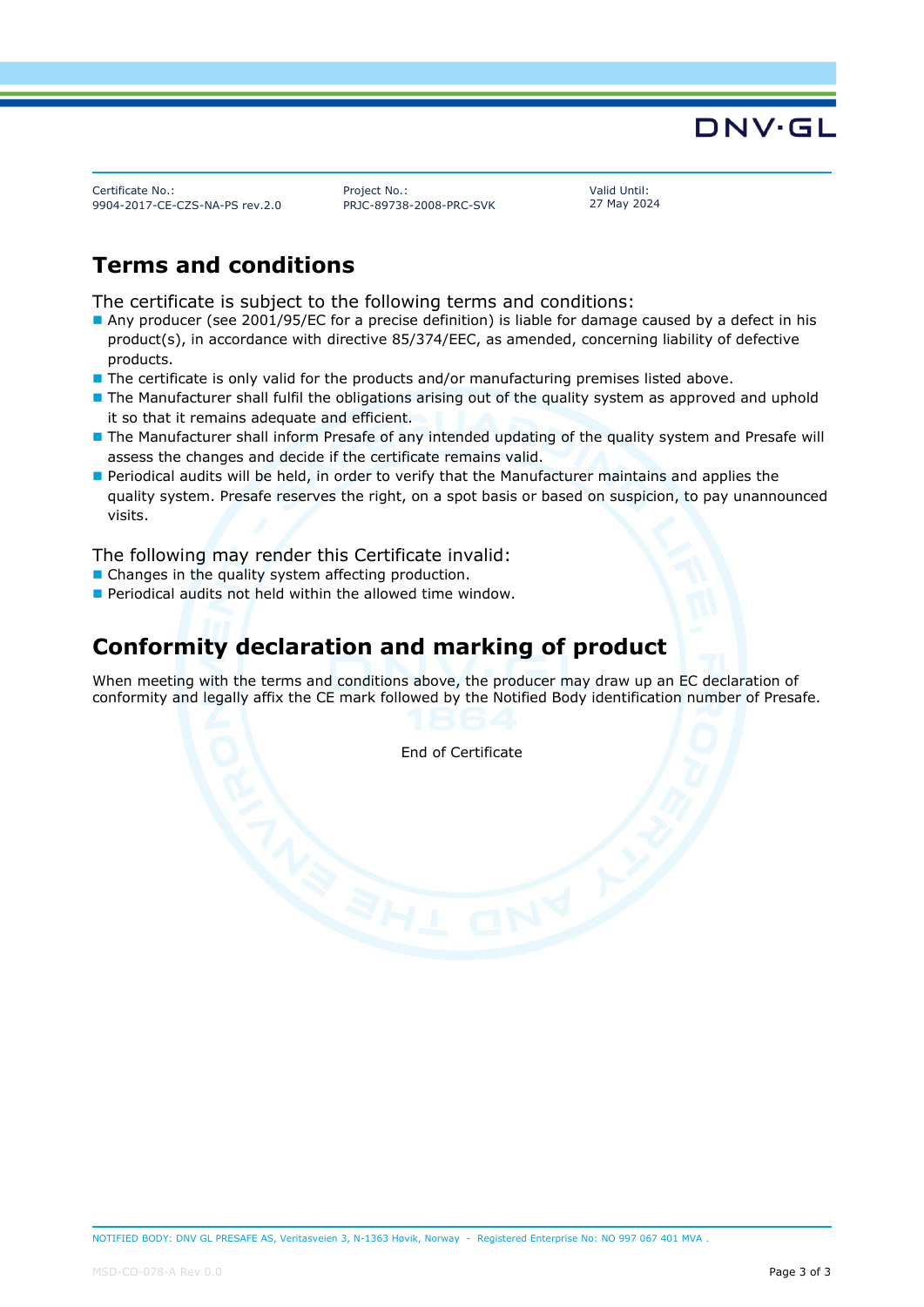| Certificate No.: | Project No.: | Valid Until: |
|---|---|---|
| 9904-2017-CE-CZS-NA-PS rev.2.0 | PRJC-89738-2008-PRC-SVK | 27 May 2024 |

# Terms and conditions

The certificate is subject to the following terms and conditions:

- Any producer (see 2001/95/EC for a precise definition) is liable for damage caused by a defect in his product(s), in accordance with directive 85/374/EEC, as amended, concerning liability of defective products.
- The certificate is only valid for the products and/or manufacturing premises listed above.
- The Manufacturer shall fulfil the obligations arising out of the quality system as approved and uphold it so that it remains adequate and efficient.
- The Manufacturer shall inform Presafe of any intended updating of the quality system and Presafe will assess the changes and decide if the certificate remains valid.
- Periodical audits will be held, in order to verify that the Manufacturer maintains and applies the quality system. Presafe reserves the right, on a spot basis or based on suspicion, to pay unannounced visits.

The following may render this Certificate invalid:

- Changes in the quality system affecting production.
- Periodical audits not held within the allowed time window.

# Conformity declaration and marking of product

When meeting with the terms and conditions above, the producer may draw up an EC declaration of conformity and legally affix the CE mark followed by the Notified Body identification number of Presafe.

End of Certificate

NOTIFIED BODY: DNV GL PRESAFE AS, Veritasveien 3, N-1363 Høvik, Norway - Registered Enterprise No: NO 997 067 401 MVA .

MSD-CO-078-A Rev 0.0